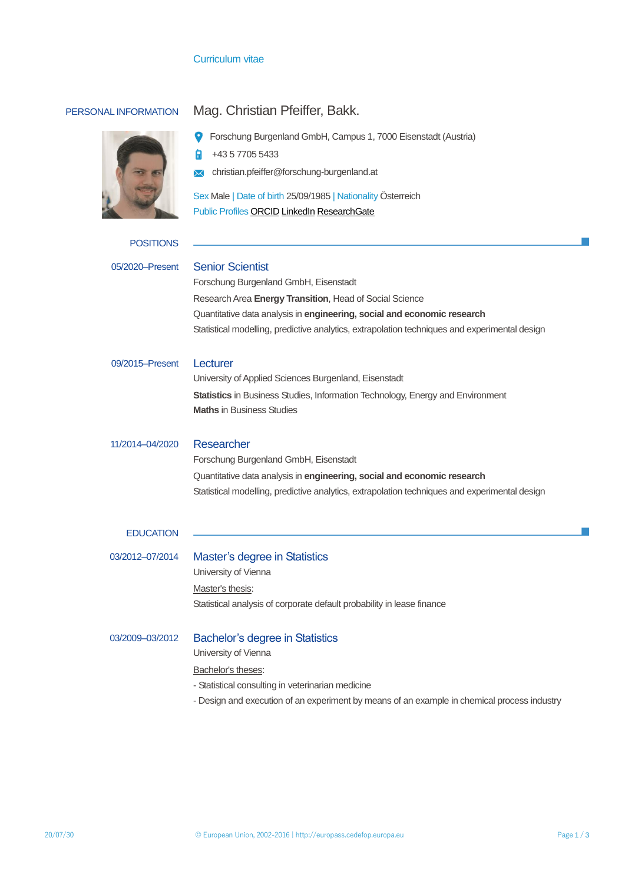# Curriculum vitae

## PERSONAL INFORMATION

**Mag. Christian Pfeiffer, Bakk.**

Forschung Burgenland GmbH, Campus 1, 7000 Eisenstadt (Austria)

+43 5 7705 5433

christian.pfeiffer@forschung-burgenland.at

Sex Male | Date of birth 25/09/1985 | Nationality Österreich

Public Profiles ORCID LinkedIn ResearchGate

## POSITIONS

**05/2020–Present**

### Senior Scientist

Forschung Burgenland GmbH, Eisenstadt

Research Area **Energy Transition**, Head of Social Science

Quantitative data analysis in **engineering, social and economic research**

Statistical modelling, predictive analytics, extrapolation techniques and experimental design

**09/2015–Present**

### Lecturer

University of Applied Sciences Burgenland, Eisenstadt

**Statistics** in Business Studies, Information Technology, Energy and Environment

**Maths** in Business Studies

**11/2014–04/2020**

### Researcher

Forschung Burgenland GmbH, Eisenstadt

Quantitative data analysis in **engineering, social and economic research**

Statistical modelling, predictive analytics, extrapolation techniques and experimental design

## EDUCATION

**03/2012–07/2014**

### Master's degree in Statistics

University of Vienna

Master's thesis:

Statistical analysis of corporate default probability in lease finance

**03/2009–03/2012**

### Bachelor's degree in Statistics

University of Vienna

Bachelor's theses:

- Statistical consulting in veterinarian medicine
- Design and execution of an experiment by means of an example in chemical process industry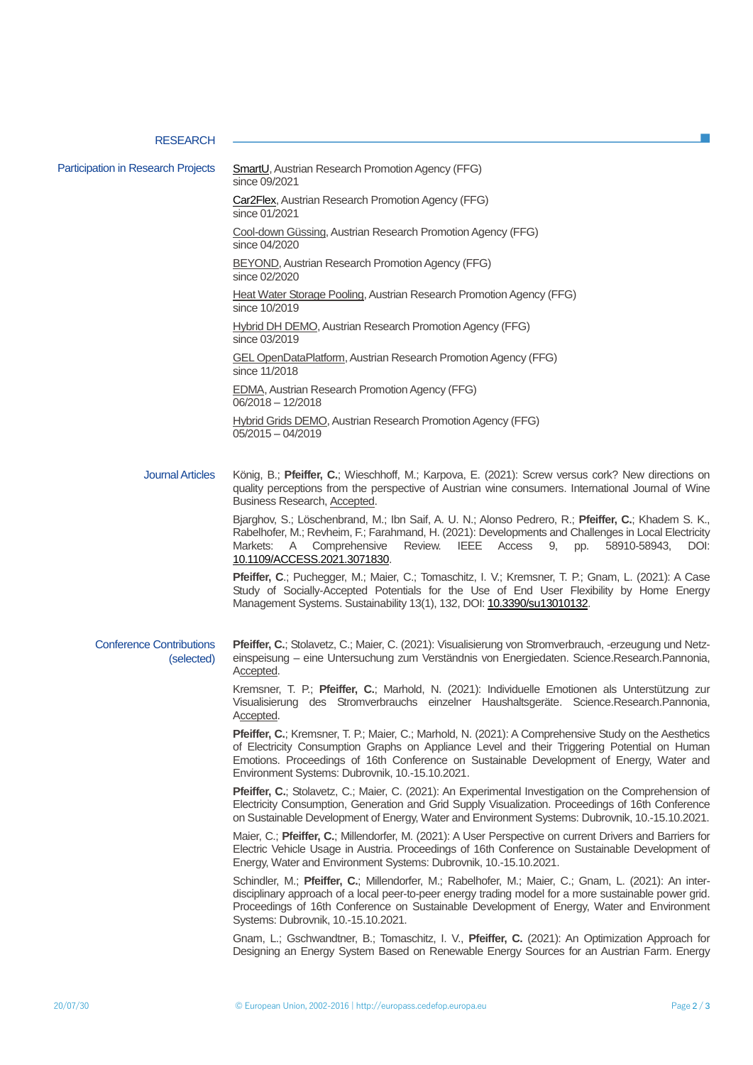## RESEARCH

### Participation in Research Projects

SmartU, Austrian Research Promotion Agency (FFG)
since 09/2021

Car2Flex, Austrian Research Promotion Agency (FFG)
since 01/2021

Cool-down Güssing, Austrian Research Promotion Agency (FFG)
since 04/2020

BEYOND, Austrian Research Promotion Agency (FFG)
since 02/2020

Heat Water Storage Pooling, Austrian Research Promotion Agency (FFG)
since 10/2019

Hybrid DH DEMO, Austrian Research Promotion Agency (FFG)
since 03/2019

GEL OpenDataPlatform, Austrian Research Promotion Agency (FFG)
since 11/2018

EDMA, Austrian Research Promotion Agency (FFG)
06/2018 – 12/2018

Hybrid Grids DEMO, Austrian Research Promotion Agency (FFG)
05/2015 – 04/2019

### Journal Articles

König, B.; **Pfeiffer, C.**; Wieschhoff, M.; Karpova, E. (2021): Screw versus cork? New directions on quality perceptions from the perspective of Austrian wine consumers. International Journal of Wine Business Research, Accepted.

Bjarghov, S.; Löschenbrand, M.; Ibn Saif, A. U. N.; Alonso Pedrero, R.; **Pfeiffer, C.**; Khadem S. K., Rabelhofer, M.; Revheim, F.; Farahmand, H. (2021): Developments and Challenges in Local Electricity Markets: A Comprehensive Review. IEEE Access 9, pp. 58910-58943, DOI: 10.1109/ACCESS.2021.3071830.

**Pfeiffer, C.**; Puchegger, M.; Maier, C.; Tomaschitz, I. V.; Kremsner, T. P.; Gnam, L. (2021): A Case Study of Socially-Accepted Potentials for the Use of End User Flexibility by Home Energy Management Systems. Sustainability 13(1), 132, DOI: 10.3390/su13010132.

### Conference Contributions (selected)

**Pfeiffer, C.**; Stolavetz, C.; Maier, C. (2021): Visualisierung von Stromverbrauch, -erzeugung und Netzeinspeisung – eine Untersuchung zum Verständnis von Energiedaten. Science.Research.Pannonia, Accepted.

Kremsner, T. P.; **Pfeiffer, C.**; Marhold, N. (2021): Individuelle Emotionen als Unterstützung zur Visualisierung des Stromverbrauchs einzelner Haushaltsgeräte. Science.Research.Pannonia, Accepted.

**Pfeiffer, C.**; Kremsner, T. P.; Maier, C.; Marhold, N. (2021): A Comprehensive Study on the Aesthetics of Electricity Consumption Graphs on Appliance Level and their Triggering Potential on Human Emotions. Proceedings of 16th Conference on Sustainable Development of Energy, Water and Environment Systems: Dubrovnik, 10.-15.10.2021.

**Pfeiffer, C.**; Stolavetz, C.; Maier, C. (2021): An Experimental Investigation on the Comprehension of Electricity Consumption, Generation and Grid Supply Visualization. Proceedings of 16th Conference on Sustainable Development of Energy, Water and Environment Systems: Dubrovnik, 10.-15.10.2021.

Maier, C.; **Pfeiffer, C.**; Millendorfer, M. (2021): A User Perspective on current Drivers and Barriers for Electric Vehicle Usage in Austria. Proceedings of 16th Conference on Sustainable Development of Energy, Water and Environment Systems: Dubrovnik, 10.-15.10.2021.

Schindler, M.; **Pfeiffer, C.**; Millendorfer, M.; Rabelhofer, M.; Maier, C.; Gnam, L. (2021): An interdisciplinary approach of a local peer-to-peer energy trading model for a more sustainable power grid. Proceedings of 16th Conference on Sustainable Development of Energy, Water and Environment Systems: Dubrovnik, 10.-15.10.2021.

Gnam, L.; Gschwandtner, B.; Tomaschitz, I. V., **Pfeiffer, C.** (2021): An Optimization Approach for Designing an Energy System Based on Renewable Energy Sources for an Austrian Farm. Energy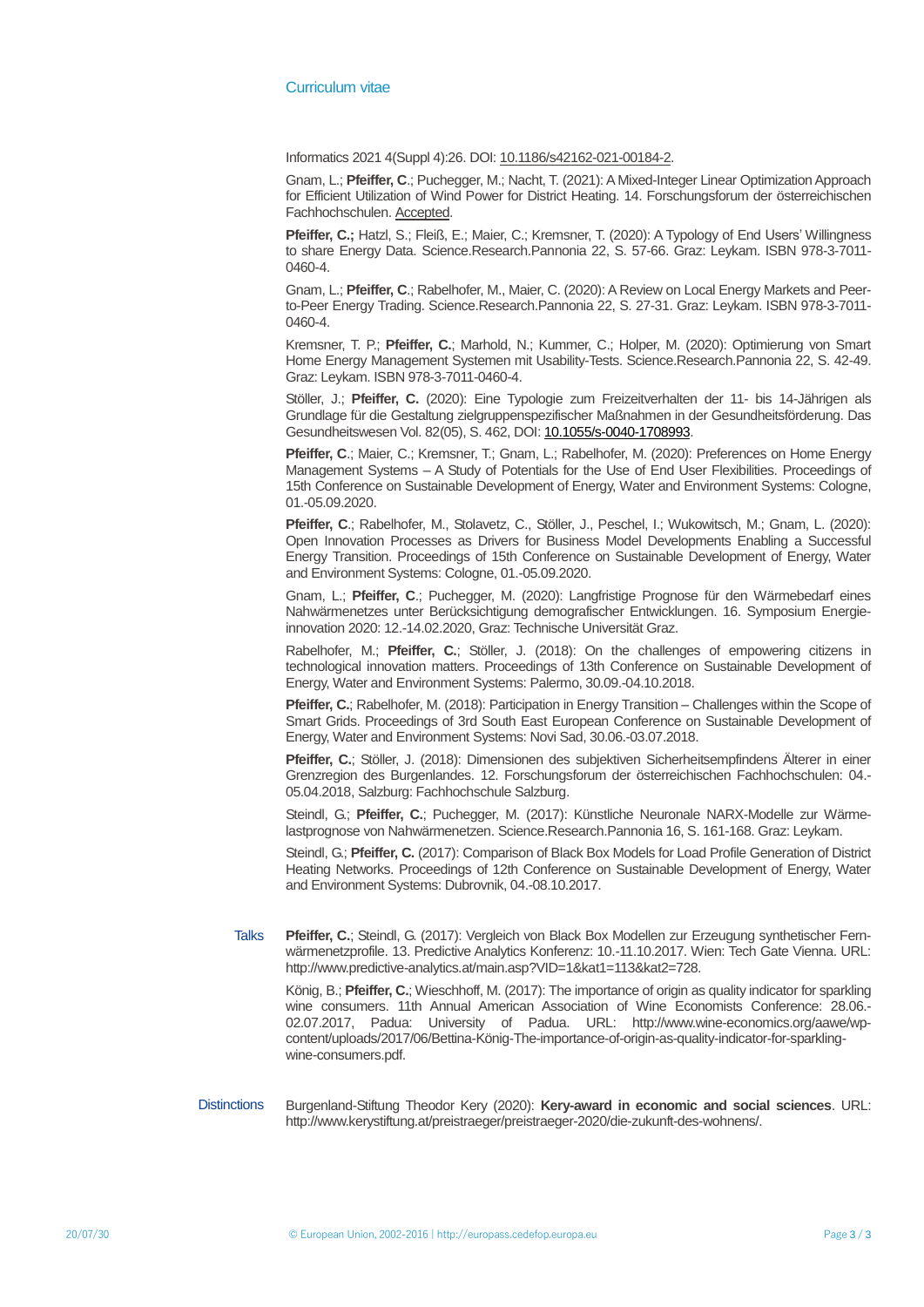Informatics 2021 4(Suppl 4):26. DOI: 10.1186/s42162-021-00184-2.

Gnam, L.; **Pfeiffer, C**.; Puchegger, M.; Nacht, T. (2021): A Mixed-Integer Linear Optimization Approach for Efficient Utilization of Wind Power for District Heating. 14. Forschungsforum der österreichischen Fachhochschulen. Accepted.

**Pfeiffer, C.;** Hatzl, S.; Fleiß, E.; Maier, C.; Kremsner, T. (2020): A Typology of End Users' Willingness to share Energy Data. Science.Research.Pannonia 22, S. 57-66. Graz: Leykam. ISBN 978-3-7011-0460-4.

Gnam, L.; **Pfeiffer, C**.; Rabelhofer, M., Maier, C. (2020): A Review on Local Energy Markets and Peer-to-Peer Energy Trading. Science.Research.Pannonia 22, S. 27-31. Graz: Leykam. ISBN 978-3-7011-0460-4.

Kremsner, T. P.; **Pfeiffer, C.**; Marhold, N.; Kummer, C.; Holper, M. (2020): Optimierung von Smart Home Energy Management Systemen mit Usability-Tests. Science.Research.Pannonia 22, S. 42-49. Graz: Leykam. ISBN 978-3-7011-0460-4.

Stöller, J.; **Pfeiffer, C.** (2020): Eine Typologie zum Freizeitverhalten der 11- bis 14-Jährigen als Grundlage für die Gestaltung zielgruppenspezifischer Maßnahmen in der Gesundheitsförderung. Das Gesundheitswesen Vol. 82(05), S. 462, DOI: 10.1055/s-0040-1708993.

**Pfeiffer, C**.; Maier, C.; Kremsner, T.; Gnam, L.; Rabelhofer, M. (2020): Preferences on Home Energy Management Systems – A Study of Potentials for the Use of End User Flexibilities. Proceedings of 15th Conference on Sustainable Development of Energy, Water and Environment Systems: Cologne, 01.-05.09.2020.

**Pfeiffer, C**.; Rabelhofer, M., Stolavetz, C., Stöller, J., Peschel, I.; Wukowitsch, M.; Gnam, L. (2020): Open Innovation Processes as Drivers for Business Model Developments Enabling a Successful Energy Transition. Proceedings of 15th Conference on Sustainable Development of Energy, Water and Environment Systems: Cologne, 01.-05.09.2020.

Gnam, L.; **Pfeiffer, C**.; Puchegger, M. (2020): Langfristige Prognose für den Wärmebedarf eines Nahwärmenetzes unter Berücksichtigung demografischer Entwicklungen. 16. Symposium Energieinnovation 2020: 12.-14.02.2020, Graz: Technische Universität Graz.

Rabelhofer, M.; **Pfeiffer, C.**; Stöller, J. (2018): On the challenges of empowering citizens in technological innovation matters. Proceedings of 13th Conference on Sustainable Development of Energy, Water and Environment Systems: Palermo, 30.09.-04.10.2018.

**Pfeiffer, C.**; Rabelhofer, M. (2018): Participation in Energy Transition – Challenges within the Scope of Smart Grids. Proceedings of 3rd South East European Conference on Sustainable Development of Energy, Water and Environment Systems: Novi Sad, 30.06.-03.07.2018.

**Pfeiffer, C.**; Stöller, J. (2018): Dimensionen des subjektiven Sicherheitsempfindens Älterer in einer Grenzregion des Burgenlandes. 12. Forschungsforum der österreichischen Fachhochschulen: 04.-05.04.2018, Salzburg: Fachhochschule Salzburg.

Steindl, G.; **Pfeiffer, C.**; Puchegger, M. (2017): Künstliche Neuronale NARX-Modelle zur Wärmelastprognose von Nahwärmenetzen. Science.Research.Pannonia 16, S. 161-168. Graz: Leykam.

Steindl, G.; **Pfeiffer, C.** (2017): Comparison of Black Box Models for Load Profile Generation of District Heating Networks. Proceedings of 12th Conference on Sustainable Development of Energy, Water and Environment Systems: Dubrovnik, 04.-08.10.2017.

## Talks

**Pfeiffer, C.**; Steindl, G. (2017): Vergleich von Black Box Modellen zur Erzeugung synthetischer Fernwärmenetzprofile. 13. Predictive Analytics Konferenz: 10.-11.10.2017. Wien: Tech Gate Vienna. URL: http://www.predictive-analytics.at/main.asp?VID=1&kat1=113&kat2=728.

König, B.; **Pfeiffer, C.**; Wieschhoff, M. (2017): The importance of origin as quality indicator for sparkling wine consumers. 11th Annual American Association of Wine Economists Conference: 28.06.-02.07.2017, Padua: University of Padua. URL: http://www.wine-economics.org/aawe/wp-content/uploads/2017/06/Bettina-König-The-importance-of-origin-as-quality-indicator-for-sparkling-wine-consumers.pdf.

## Distinctions

Burgenland-Stiftung Theodor Kery (2020): **Kery-award in economic and social sciences**. URL: http://www.kerystiftung.at/preistraeger/preistraeger-2020/die-zukunft-des-wohnens/.